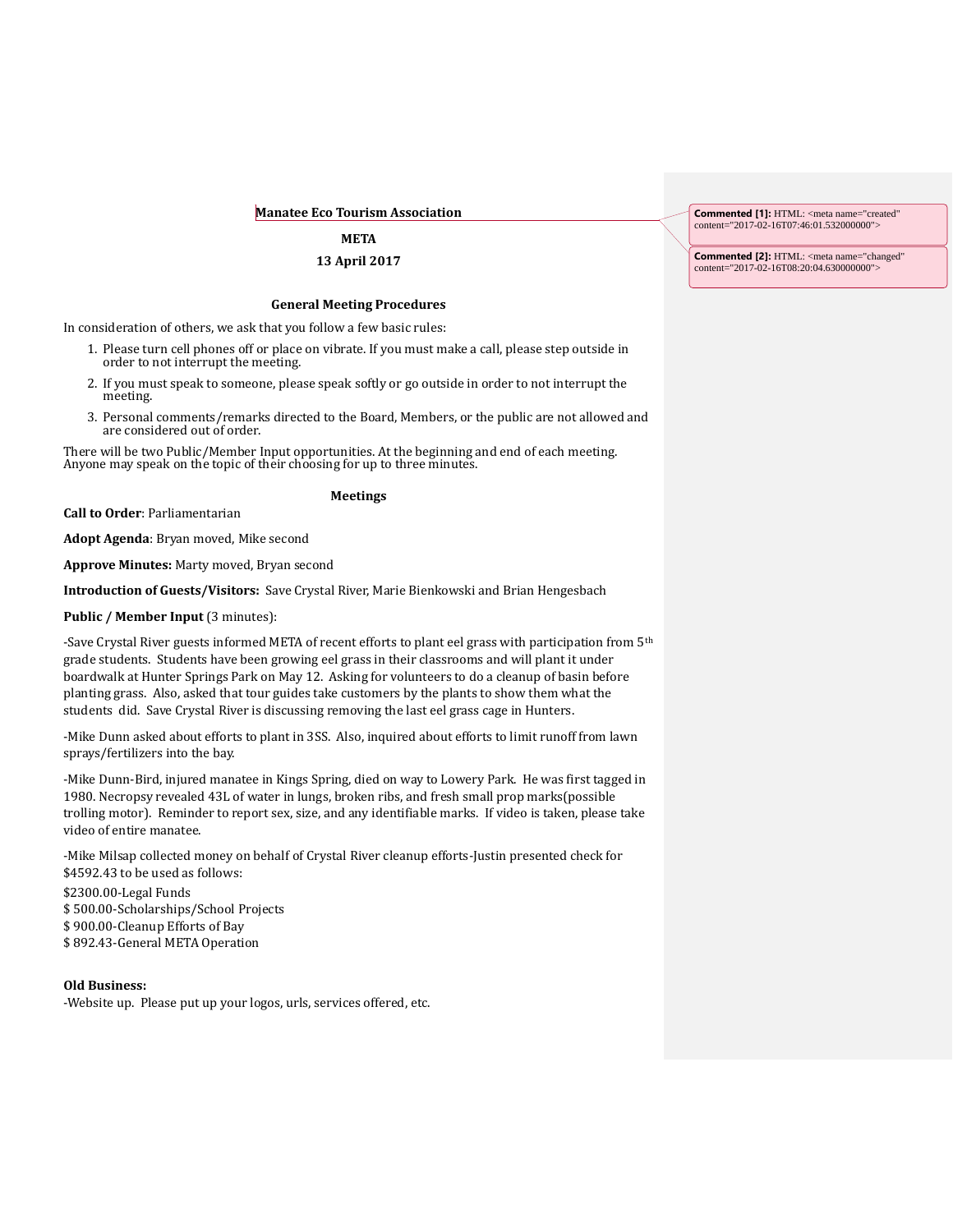**Manatee Eco Tourism Association**

**META**

**13 April 2017**

**General Meeting Procedures**

In consideration of others, we ask that you follow a few basic rules:

1. Please turn cell phones off or place on vibrate. If you must make a call, please step outside in order to not interrupt the meeting.
2. If you must speak to someone, please speak softly or go outside in order to not interrupt the meeting.
3. Personal comments/remarks directed to the Board, Members, or the public are not allowed and are considered out of order.

There will be two Public/Member Input opportunities. At the beginning and end of each meeting. Anyone may speak on the topic of their choosing for up to three minutes.

**Meetings**

**Call to Order**: Parliamentarian

**Adopt Agenda**: Bryan moved, Mike second

**Approve Minutes:** Marty moved, Bryan second

**Introduction of Guests/Visitors:** Save Crystal River, Marie Bienkowski and Brian Hengesbach

**Public / Member Input** (3 minutes):

-Save Crystal River guests informed META of recent efforts to plant eel grass with participation from 5th grade students. Students have been growing eel grass in their classrooms and will plant it under boardwalk at Hunter Springs Park on May 12. Asking for volunteers to do a cleanup of basin before planting grass. Also, asked that tour guides take customers by the plants to show them what the students did. Save Crystal River is discussing removing the last eel grass cage in Hunters.

-Mike Dunn asked about efforts to plant in 3SS. Also, inquired about efforts to limit runoff from lawn sprays/fertilizers into the bay.

-Mike Dunn-Bird, injured manatee in Kings Spring, died on way to Lowery Park. He was first tagged in 1980. Necropsy revealed 43L of water in lungs, broken ribs, and fresh small prop marks(possible trolling motor). Reminder to report sex, size, and any identifiable marks. If video is taken, please take video of entire manatee.

-Mike Milsap collected money on behalf of Crystal River cleanup efforts-Justin presented check for $4592.43 to be used as follows:

$2300.00-Legal Funds
$ 500.00-Scholarships/School Projects
$ 900.00-Cleanup Efforts of Bay
$ 892.43-General META Operation

**Old Business:**

-Website up. Please put up your logos, urls, services offered, etc.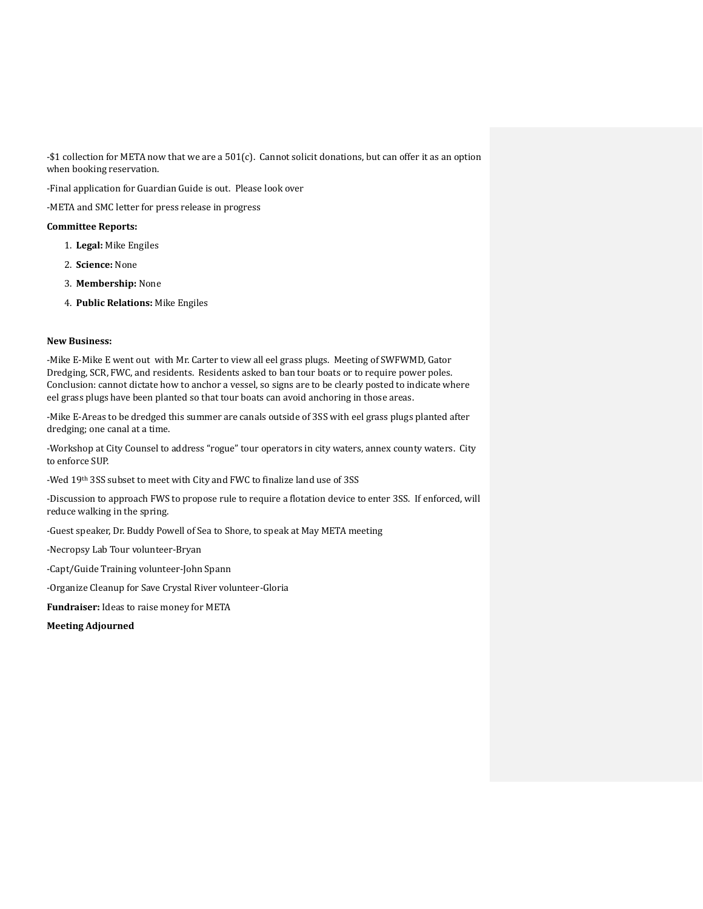-$1 collection for META now that we are a 501(c).  Cannot solicit donations, but can offer it as an option when booking reservation.

-Final application for Guardian Guide is out.  Please look over

-META and SMC letter for press release in progress

**Committee Reports:**

1. **Legal:** Mike Engiles
2. **Science:** None
3. **Membership:** None
4. **Public Relations:** Mike Engiles

**New Business:**

-Mike E-Mike E went out  with Mr. Carter to view all eel grass plugs.  Meeting of SWFWMD, Gator Dredging, SCR, FWC, and residents.  Residents asked to ban tour boats or to require power poles. Conclusion: cannot dictate how to anchor a vessel, so signs are to be clearly posted to indicate where eel grass plugs have been planted so that tour boats can avoid anchoring in those areas.

-Mike E-Areas to be dredged this summer are canals outside of 3SS with eel grass plugs planted after dredging; one canal at a time.

-Workshop at City Counsel to address "rogue" tour operators in city waters, annex county waters.  City to enforce SUP.

-Wed 19th 3SS subset to meet with City and FWC to finalize land use of 3SS

-Discussion to approach FWS to propose rule to require a flotation device to enter 3SS.  If enforced, will reduce walking in the spring.

-Guest speaker, Dr. Buddy Powell of Sea to Shore, to speak at May META meeting

-Necropsy Lab Tour volunteer-Bryan

-Capt/Guide Training volunteer-John Spann

-Organize Cleanup for Save Crystal River volunteer-Gloria

**Fundraiser:** Ideas to raise money for META

**Meeting Adjourned**